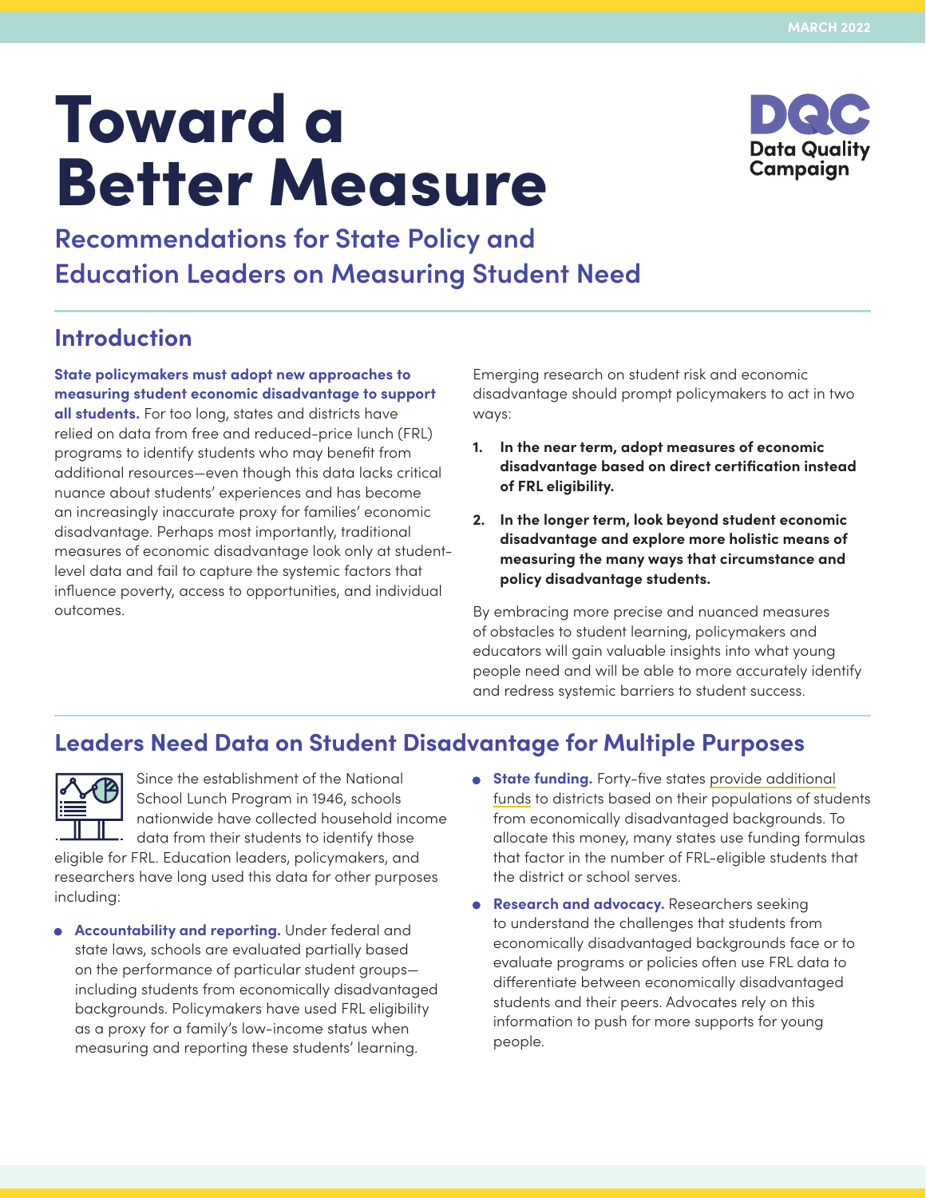MARCH 2022

# Toward a Better Measure

## Recommendations for State Policy and Education Leaders on Measuring Student Need

## Introduction

**State policymakers must adopt new approaches to measuring student economic disadvantage to support all students.** For too long, states and districts have relied on data from free and reduced-price lunch (FRL) programs to identify students who may benefit from additional resources—even though this data lacks critical nuance about students' experiences and has become an increasingly inaccurate proxy for families' economic disadvantage. Perhaps most importantly, traditional measures of economic disadvantage look only at student-level data and fail to capture the systemic factors that influence poverty, access to opportunities, and individual outcomes.

Emerging research on student risk and economic disadvantage should prompt policymakers to act in two ways:

1. **In the near term, adopt measures of economic disadvantage based on direct certification instead of FRL eligibility.**
2. **In the longer term, look beyond student economic disadvantage and explore more holistic means of measuring the many ways that circumstance and policy disadvantage students.**

By embracing more precise and nuanced measures of obstacles to student learning, policymakers and educators will gain valuable insights into what young people need and will be able to more accurately identify and redress systemic barriers to student success.

## Leaders Need Data on Student Disadvantage for Multiple Purposes

Since the establishment of the National School Lunch Program in 1946, schools nationwide have collected household income data from their students to identify those eligible for FRL. Education leaders, policymakers, and researchers have long used this data for other purposes including:

- **Accountability and reporting.** Under federal and state laws, schools are evaluated partially based on the performance of particular student groups—including students from economically disadvantaged backgrounds. Policymakers have used FRL eligibility as a proxy for a family's low-income status when measuring and reporting these students' learning.
- **State funding.** Forty-five states provide additional funds to districts based on their populations of students from economically disadvantaged backgrounds. To allocate this money, many states use funding formulas that factor in the number of FRL-eligible students that the district or school serves.
- **Research and advocacy.** Researchers seeking to understand the challenges that students from economically disadvantaged backgrounds face or to evaluate programs or policies often use FRL data to differentiate between economically disadvantaged students and their peers. Advocates rely on this information to push for more supports for young people.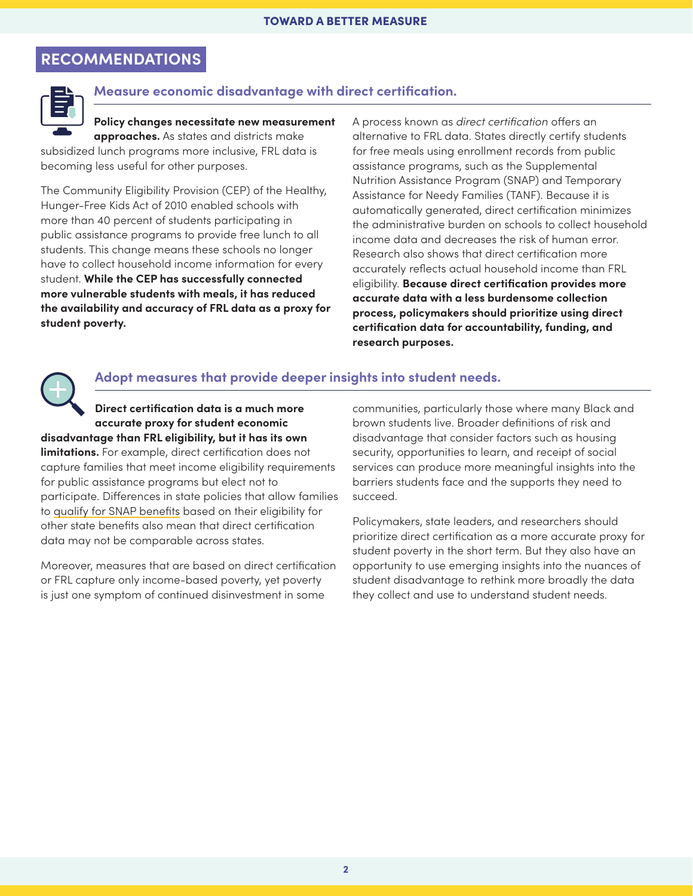## RECOMMENDATIONS

### Measure economic disadvantage with direct certification.

**Policy changes necessitate new measurement approaches.** As states and districts make subsidized lunch programs more inclusive, FRL data is becoming less useful for other purposes.

The Community Eligibility Provision (CEP) of the Healthy, Hunger-Free Kids Act of 2010 enabled schools with more than 40 percent of students participating in public assistance programs to provide free lunch to all students. This change means these schools no longer have to collect household income information for every student. **While the CEP has successfully connected more vulnerable students with meals, it has reduced the availability and accuracy of FRL data as a proxy for student poverty.**

A process known as *direct certification* offers an alternative to FRL data. States directly certify students for free meals using enrollment records from public assistance programs, such as the Supplemental Nutrition Assistance Program (SNAP) and Temporary Assistance for Needy Families (TANF). Because it is automatically generated, direct certification minimizes the administrative burden on schools to collect household income data and decreases the risk of human error. Research also shows that direct certification more accurately reflects actual household income than FRL eligibility. **Because direct certification provides more accurate data with a less burdensome collection process, policymakers should prioritize using direct certification data for accountability, funding, and research purposes.**

### Adopt measures that provide deeper insights into student needs.

**Direct certification data is a much more accurate proxy for student economic disadvantage than FRL eligibility, but it has its own limitations.** For example, direct certification does not capture families that meet income eligibility requirements for public assistance programs but elect not to participate. Differences in state policies that allow families to qualify for SNAP benefits based on their eligibility for other state benefits also mean that direct certification data may not be comparable across states.

Moreover, measures that are based on direct certification or FRL capture only income-based poverty, yet poverty is just one symptom of continued disinvestment in some communities, particularly those where many Black and brown students live. Broader definitions of risk and disadvantage that consider factors such as housing security, opportunities to learn, and receipt of social services can produce more meaningful insights into the barriers students face and the supports they need to succeed.

Policymakers, state leaders, and researchers should prioritize direct certification as a more accurate proxy for student poverty in the short term. But they also have an opportunity to use emerging insights into the nuances of student disadvantage to rethink more broadly the data they collect and use to understand student needs.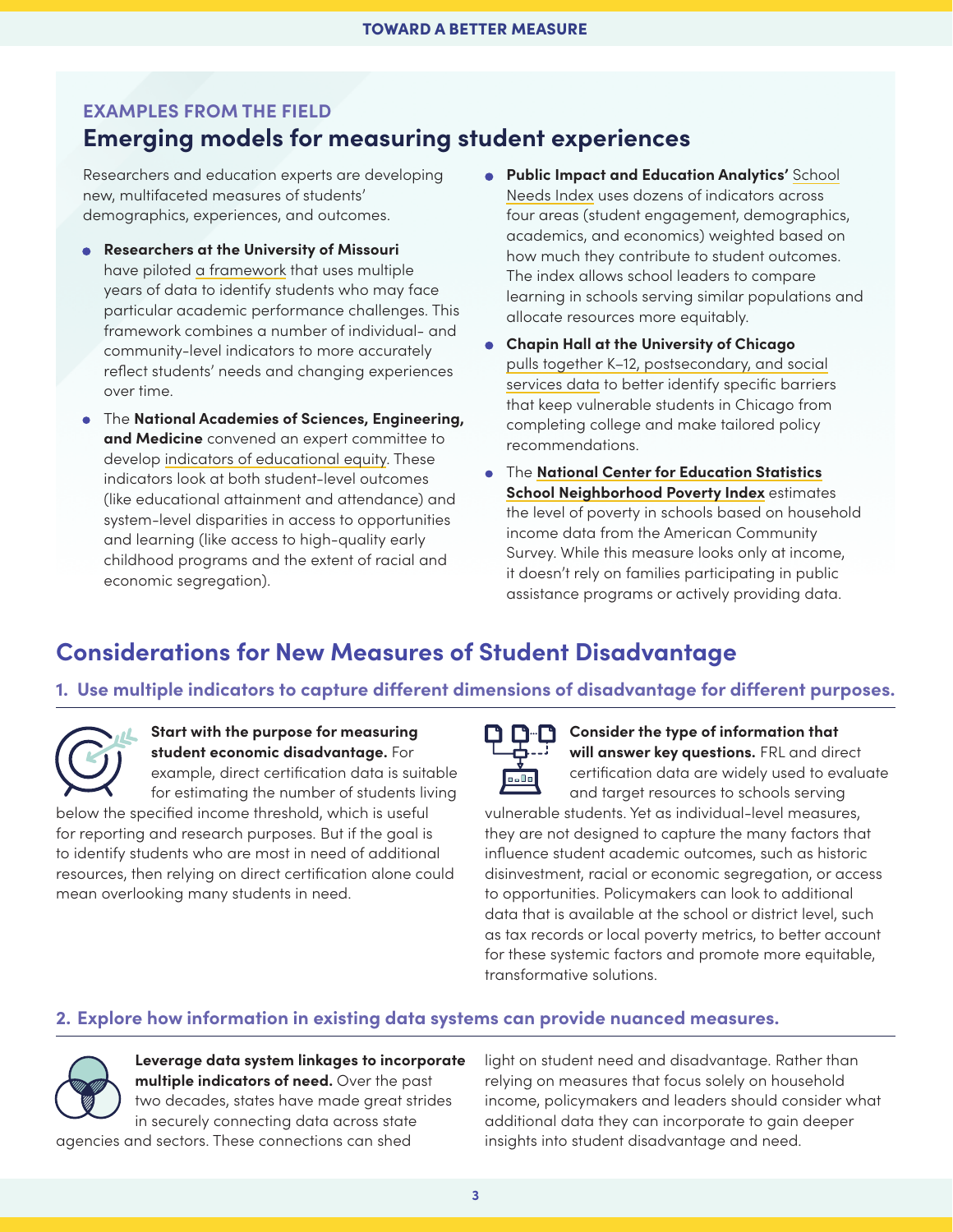### EXAMPLES FROM THE FIELD

## Emerging models for measuring student experiences

Researchers and education experts are developing new, multifaceted measures of students' demographics, experiences, and outcomes.

- **Researchers at the University of Missouri** have piloted a framework that uses multiple years of data to identify students who may face particular academic performance challenges. This framework combines a number of individual- and community-level indicators to more accurately reflect students' needs and changing experiences over time.
- The **National Academies of Sciences, Engineering, and Medicine** convened an expert committee to develop indicators of educational equity. These indicators look at both student-level outcomes (like educational attainment and attendance) and system-level disparities in access to opportunities and learning (like access to high-quality early childhood programs and the extent of racial and economic segregation).
- **Public Impact and Education Analytics'** School Needs Index uses dozens of indicators across four areas (student engagement, demographics, academics, and economics) weighted based on how much they contribute to student outcomes. The index allows school leaders to compare learning in schools serving similar populations and allocate resources more equitably.
- **Chapin Hall at the University of Chicago** pulls together K–12, postsecondary, and social services data to better identify specific barriers that keep vulnerable students in Chicago from completing college and make tailored policy recommendations.
- The **National Center for Education Statistics School Neighborhood Poverty Index** estimates the level of poverty in schools based on household income data from the American Community Survey. While this measure looks only at income, it doesn't rely on families participating in public assistance programs or actively providing data.

## Considerations for New Measures of Student Disadvantage

### 1. Use multiple indicators to capture different dimensions of disadvantage for different purposes.

**Start with the purpose for measuring student economic disadvantage.** For example, direct certification data is suitable for estimating the number of students living below the specified income threshold, which is useful for reporting and research purposes. But if the goal is to identify students who are most in need of additional resources, then relying on direct certification alone could mean overlooking many students in need.

**Consider the type of information that will answer key questions.** FRL and direct certification data are widely used to evaluate and target resources to schools serving vulnerable students. Yet as individual-level measures, they are not designed to capture the many factors that influence student academic outcomes, such as historic disinvestment, racial or economic segregation, or access to opportunities. Policymakers can look to additional data that is available at the school or district level, such as tax records or local poverty metrics, to better account for these systemic factors and promote more equitable, transformative solutions.

### 2. Explore how information in existing data systems can provide nuanced measures.

**Leverage data system linkages to incorporate multiple indicators of need.** Over the past two decades, states have made great strides in securely connecting data across state agencies and sectors. These connections can shed light on student need and disadvantage. Rather than relying on measures that focus solely on household income, policymakers and leaders should consider what additional data they can incorporate to gain deeper insights into student disadvantage and need.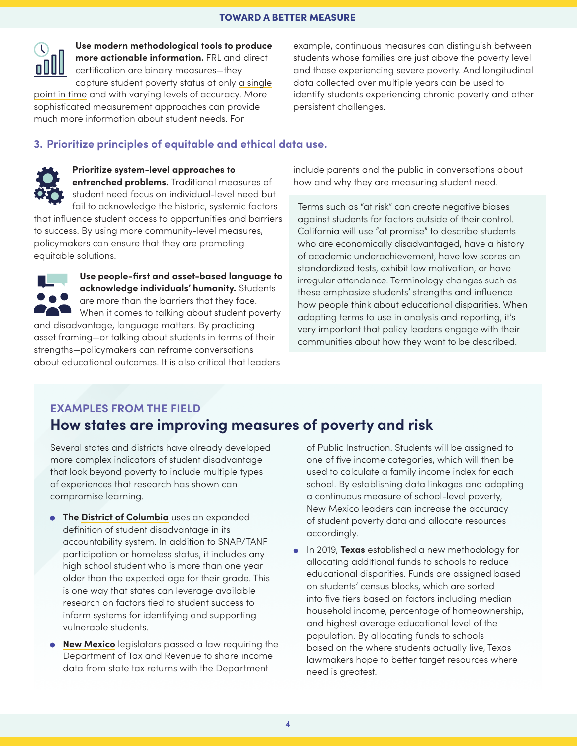**Use modern methodological tools to produce more actionable information.** FRL and direct certification are binary measures—they capture student poverty status at only a single point in time and with varying levels of accuracy. More sophisticated measurement approaches can provide much more information about student needs. For example, continuous measures can distinguish between students whose families are just above the poverty level and those experiencing severe poverty. And longitudinal data collected over multiple years can be used to identify students experiencing chronic poverty and other persistent challenges.

### 3. Prioritize principles of equitable and ethical data use.

**Prioritize system-level approaches to entrenched problems.** Traditional measures of student need focus on individual-level need but fail to acknowledge the historic, systemic factors that influence student access to opportunities and barriers to success. By using more community-level measures, policymakers can ensure that they are promoting equitable solutions.

**Use people-first and asset-based language to acknowledge individuals' humanity.** Students are more than the barriers that they face. When it comes to talking about student poverty and disadvantage, language matters. By practicing asset framing—or talking about students in terms of their strengths—policymakers can reframe conversations about educational outcomes. It is also critical that leaders include parents and the public in conversations about how and why they are measuring student need.

Terms such as "at risk" can create negative biases against students for factors outside of their control. California will use "at promise" to describe students who are economically disadvantaged, have a history of academic underachievement, have low scores on standardized tests, exhibit low motivation, or have irregular attendance. Terminology changes such as these emphasize students' strengths and influence how people think about educational disparities. When adopting terms to use in analysis and reporting, it's very important that policy leaders engage with their communities about how they want to be described.

## EXAMPLES FROM THE FIELD

## How states are improving measures of poverty and risk

Several states and districts have already developed more complex indicators of student disadvantage that look beyond poverty to include multiple types of experiences that research has shown can compromise learning.

- **The District of Columbia** uses an expanded definition of student disadvantage in its accountability system. In addition to SNAP/TANF participation or homeless status, it includes any high school student who is more than one year older than the expected age for their grade. This is one way that states can leverage available research on factors tied to student success to inform systems for identifying and supporting vulnerable students.
- **New Mexico** legislators passed a law requiring the Department of Tax and Revenue to share income data from state tax returns with the Department of Public Instruction. Students will be assigned to one of five income categories, which will then be used to calculate a family income index for each school. By establishing data linkages and adopting a continuous measure of school-level poverty, New Mexico leaders can increase the accuracy of student poverty data and allocate resources accordingly.
- In 2019, **Texas** established a new methodology for allocating additional funds to schools to reduce educational disparities. Funds are assigned based on students' census blocks, which are sorted into five tiers based on factors including median household income, percentage of homeownership, and highest average educational level of the population. By allocating funds to schools based on the where students actually live, Texas lawmakers hope to better target resources where need is greatest.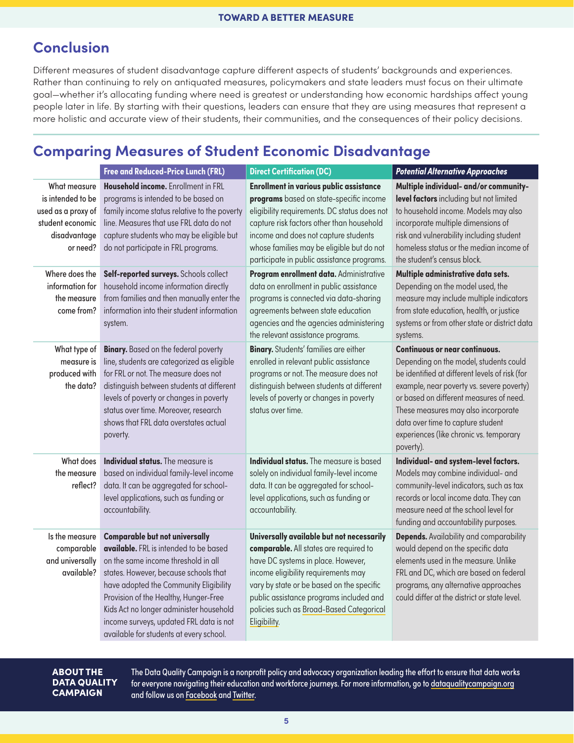## Conclusion

Different measures of student disadvantage capture different aspects of students' backgrounds and experiences. Rather than continuing to rely on antiquated measures, policymakers and state leaders must focus on their ultimate goal—whether it's allocating funding where need is greatest or understanding how economic hardships affect young people later in life. By starting with their questions, leaders can ensure that they are using measures that represent a more holistic and accurate view of their students, their communities, and the consequences of their policy decisions.

## Comparing Measures of Student Economic Disadvantage

| | Free and Reduced-Price Lunch (FRL) | Direct Certification (DC) | *Potential Alternative Approaches* |
|---|---|---|---|
| What measure is intended to be used as a proxy of student economic disadvantage or need? | **Household income.** Enrollment in FRL programs is intended to be based on family income status relative to the poverty line. Measures that use FRL data do not capture students who may be eligible but do not participate in FRL programs. | **Enrollment in various public assistance programs** based on state-specific income eligibility requirements. DC status does not capture risk factors other than household income and does not capture students whose families may be eligible but do not participate in public assistance programs. | **Multiple individual- and/or community-level factors** including but not limited to household income. Models may also incorporate multiple dimensions of risk and vulnerability including student homeless status or the median income of the student's census block. |
| Where does the information for the measure come from? | **Self-reported surveys.** Schools collect household income information directly from families and then manually enter the information into their student information system. | **Program enrollment data.** Administrative data on enrollment in public assistance programs is connected via data-sharing agreements between state education agencies and the agencies administering the relevant assistance programs. | **Multiple administrative data sets.** Depending on the model used, the measure may include multiple indicators from state education, health, or justice systems or from other state or district data systems. |
| What type of measure is produced with the data? | **Binary.** Based on the federal poverty line, students are categorized as eligible for FRL or not. The measure does not distinguish between students at different levels of poverty or changes in poverty status over time. Moreover, research shows that FRL data overstates actual poverty. | **Binary.** Students' families are either enrolled in relevant public assistance programs or not. The measure does not distinguish between students at different levels of poverty or changes in poverty status over time. | **Continuous or near continuous.** Depending on the model, students could be identified at different levels of risk (for example, near poverty vs. severe poverty) or based on different measures of need. These measures may also incorporate data over time to capture student experiences (like chronic vs. temporary poverty). |
| What does the measure reflect? | **Individual status.** The measure is based on individual family-level income data. It can be aggregated for school-level applications, such as funding or accountability. | **Individual status.** The measure is based solely on individual family-level income data. It can be aggregated for school-level applications, such as funding or accountability. | **Individual- and system-level factors.** Models may combine individual- and community-level indicators, such as tax records or local income data. They can measure need at the school level for funding and accountability purposes. |
| Is the measure comparable and universally available? | **Comparable but not universally available.** FRL is intended to be based on the same income threshold in all states. However, because schools that have adopted the Community Eligibility Provision of the Healthy, Hunger-Free Kids Act no longer administer household income surveys, updated FRL data is not available for students at every school. | **Universally available but not necessarily comparable.** All states are required to have DC systems in place. However, income eligibility requirements may vary by state or be based on the specific public assistance programs included and policies such as Broad-Based Categorical Eligibility. | **Depends.** Availability and comparability would depend on the specific data elements used in the measure. Unlike FRL and DC, which are based on federal programs, any alternative approaches could differ at the district or state level. |

**ABOUT THE DATA QUALITY CAMPAIGN**

The Data Quality Campaign is a nonprofit policy and advocacy organization leading the effort to ensure that data works for everyone navigating their education and workforce journeys. For more information, go to dataqualitycampaign.org and follow us on Facebook and Twitter.